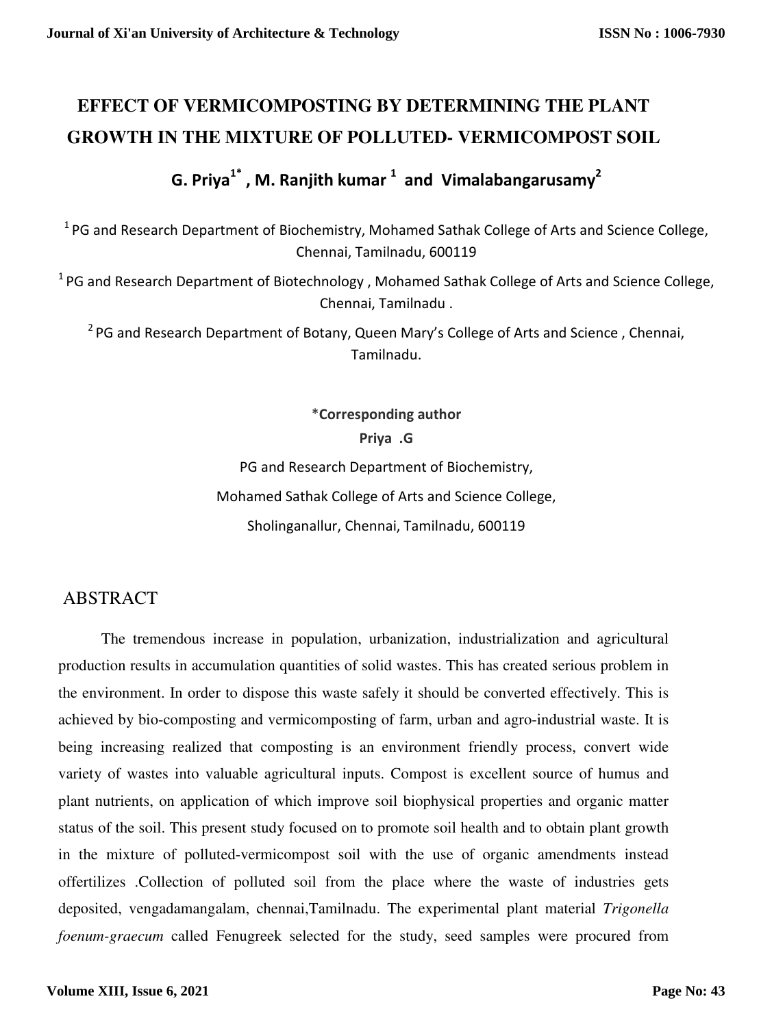# EFFECT OF VERMICOMPOSTING BY DETERMINING THE PLANT GROWTH IN THE MIXTURE OF POLLUTED- VERMICOMPOST SOIL

**G. Priya[1*], M. Ranjith kumar [1] and Vimalabangarusamy[2]**

[1] PG and Research Department of Biochemistry, Mohamed Sathak College of Arts and Science College, Chennai, Tamilnadu, 600119

[1] PG and Research Department of Biotechnology , Mohamed Sathak College of Arts and Science College, Chennai, Tamilnadu .

[2] PG and Research Department of Botany, Queen Mary's College of Arts and Science , Chennai, Tamilnadu.

*Corresponding author

**Priya .G**

PG and Research Department of Biochemistry,

Mohamed Sathak College of Arts and Science College,

Sholinganallur, Chennai, Tamilnadu, 600119

## ABSTRACT

The tremendous increase in population, urbanization, industrialization and agricultural production results in accumulation quantities of solid wastes. This has created serious problem in the environment. In order to dispose this waste safely it should be converted effectively. This is achieved by bio-composting and vermicomposting of farm, urban and agro-industrial waste. It is being increasing realized that composting is an environment friendly process, convert wide variety of wastes into valuable agricultural inputs. Compost is excellent source of humus and plant nutrients, on application of which improve soil biophysical properties and organic matter status of the soil. This present study focused on to promote soil health and to obtain plant growth in the mixture of polluted-vermicompost soil with the use of organic amendments instead offertilizes .Collection of polluted soil from the place where the waste of industries gets deposited, vengadamangalam, chennai,Tamilnadu. The experimental plant material *Trigonella foenum-graecum* called Fenugreek selected for the study, seed samples were procured from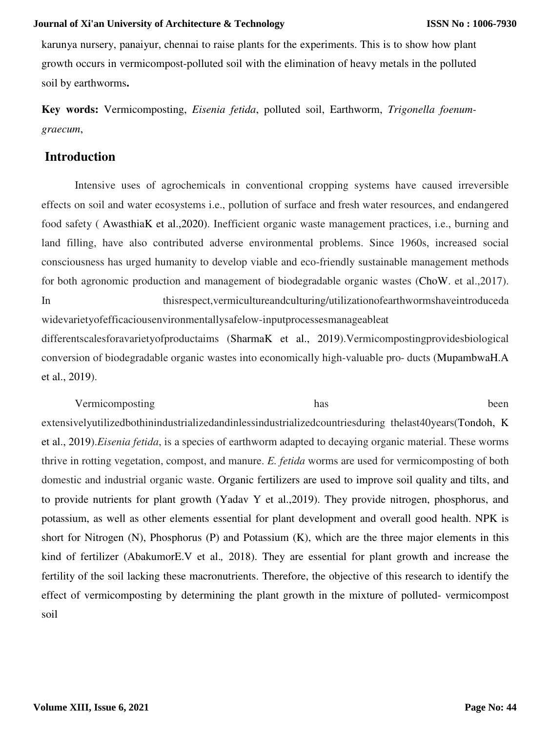karunya nursery, panaiyur, chennai to raise plants for the experiments. This is to show how plant growth occurs in vermicompost-polluted soil with the elimination of heavy metals in the polluted soil by earthworms**.**

**Key words:** Vermicomposting, *Eisenia fetida*, polluted soil, Earthworm, *Trigonella foenum-graecum*,

## Introduction

Intensive uses of agrochemicals in conventional cropping systems have caused irreversible effects on soil and water ecosystems i.e., pollution of surface and fresh water resources, and endangered food safety ( AwasthiaK et al.,2020). Inefficient organic waste management practices, i.e., burning and land filling, have also contributed adverse environmental problems. Since 1960s, increased social consciousness has urged humanity to develop viable and eco-friendly sustainable management methods for both agronomic production and management of biodegradable organic wastes (ChoW. et al.,2017). In thisrespect,vermicultureandculturing/utilizationofearthwormshaveintroduceda widevarietyofefficaciousenvironmentallysafelow-inputprocessesmanageableat differentscalesforavarietyofproductaims (SharmaK et al., 2019).Vermicompostingprovidesbiological conversion of biodegradable organic wastes into economically high-valuable pro- ducts (MupambwaH.A et al., 2019).

Vermicomposting has been extensivelyutilizedbothinindustrializedandinlessindustrializedcountriesduring thelast40years(Tondoh, K et al., 2019).*Eisenia fetida*, is a species of earthworm adapted to decaying organic material. These worms thrive in rotting vegetation, compost, and manure. *E. fetida* worms are used for vermicomposting of both domestic and industrial organic waste. Organic fertilizers are used to improve soil quality and tilts, and to provide nutrients for plant growth (Yadav Y et al.,2019). They provide nitrogen, phosphorus, and potassium, as well as other elements essential for plant development and overall good health. NPK is short for Nitrogen (N), Phosphorus (P) and Potassium (K), which are the three major elements in this kind of fertilizer (AbakumorE.V et al.*,* 2018). They are essential for plant growth and increase the fertility of the soil lacking these macronutrients. Therefore, the objective of this research to identify the effect of vermicomposting by determining the plant growth in the mixture of polluted- vermicompost soil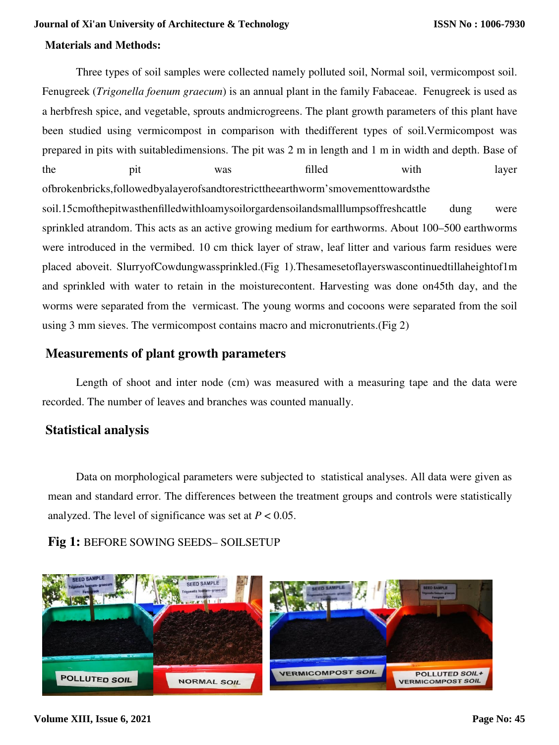**Materials and Methods:**

Three types of soil samples were collected namely polluted soil, Normal soil, vermicompost soil. Fenugreek (*Trigonella foenum graecum*) is an annual plant in the family Fabaceae. Fenugreek is used as a herbfresh spice, and vegetable, sprouts andmicrogreens. The plant growth parameters of this plant have been studied using vermicompost in comparison with thedifferent types of soil.Vermicompost was prepared in pits with suitabledimensions. The pit was 2 m in length and 1 m in width and depth. Base of the pit was filled with layer ofbrokenbricks,followedbyalayerofsandtorestricttheearthworm'smovementtowardsthe soil.15cmofthepitwasthenfilledwithloamysoilorgardensoilandsmalllumpsoffreshcattle dung were sprinkled atrandom. This acts as an active growing medium for earthworms. About 100–500 earthworms were introduced in the vermibed. 10 cm thick layer of straw, leaf litter and various farm residues were placed aboveit. SlurryofCowdungwassprinkled.(Fig 1).Thesamesetoflayerswascontinuedtillaheightof1m and sprinkled with water to retain in the moisturecontent. Harvesting was done on45th day, and the worms were separated from the vermicast. The young worms and cocoons were separated from the soil using 3 mm sieves. The vermicompost contains macro and micronutrients.(Fig 2)

## Measurements of plant growth parameters

Length of shoot and inter node (cm) was measured with a measuring tape and the data were recorded. The number of leaves and branches was counted manually.

## Statistical analysis

Data on morphological parameters were subjected to statistical analyses. All data were given as mean and standard error. The differences between the treatment groups and controls were statistically analyzed. The level of significance was set at $P < 0.05$.

**Fig 1:** BEFORE SOWING SEEDS– SOILSETUP

POLLUTED SOIL | NORMAL SOIL | VERMICOMPOST SOIL | POLLUTED SOIL+ VERMICOMPOST SOIL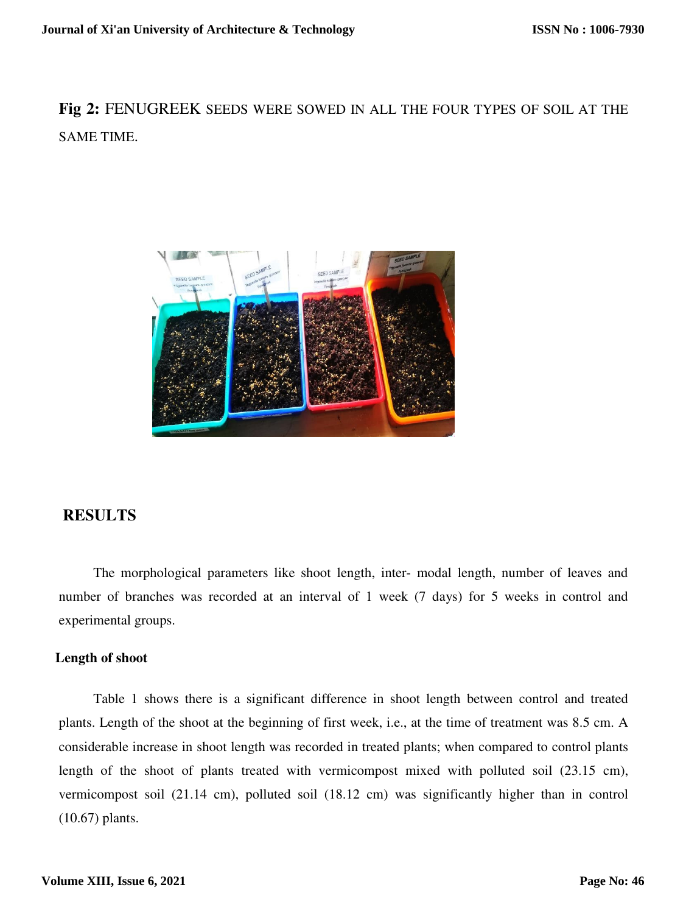**Fig 2:** FENUGREEK SEEDS WERE SOWED IN ALL THE FOUR TYPES OF SOIL AT THE SAME TIME.

## RESULTS

The morphological parameters like shoot length, inter- modal length, number of leaves and number of branches was recorded at an interval of 1 week (7 days) for 5 weeks in control and experimental groups.

### Length of shoot

Table 1 shows there is a significant difference in shoot length between control and treated plants. Length of the shoot at the beginning of first week, i.e., at the time of treatment was 8.5 cm. A considerable increase in shoot length was recorded in treated plants; when compared to control plants length of the shoot of plants treated with vermicompost mixed with polluted soil (23.15 cm), vermicompost soil (21.14 cm), polluted soil (18.12 cm) was significantly higher than in control (10.67) plants.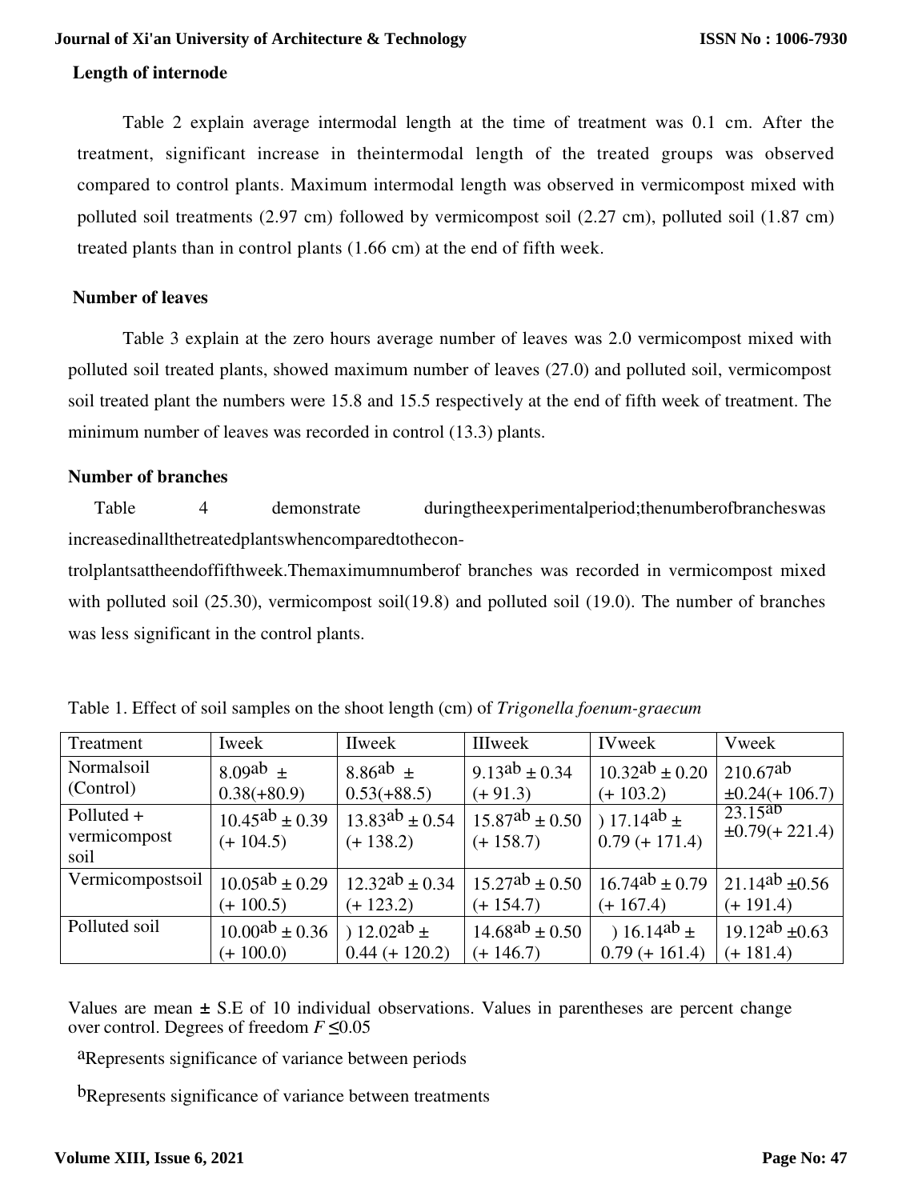**Length of internode**

Table 2 explain average intermodal length at the time of treatment was 0.1 cm. After the treatment, significant increase in theintermodal length of the treated groups was observed compared to control plants. Maximum intermodal length was observed in vermicompost mixed with polluted soil treatments (2.97 cm) followed by vermicompost soil (2.27 cm), polluted soil (1.87 cm) treated plants than in control plants (1.66 cm) at the end of fifth week.

**Number of leaves**

Table 3 explain at the zero hours average number of leaves was 2.0 vermicompost mixed with polluted soil treated plants, showed maximum number of leaves (27.0) and polluted soil, vermicompost soil treated plant the numbers were 15.8 and 15.5 respectively at the end of fifth week of treatment. The minimum number of leaves was recorded in control (13.3) plants.

**Number of branches**

Table 4 demonstrate duringtheexperimentalperiod;thenumberofbrancheswas increasedinallthetreatedplantswhencomparedtothecon-trolplantsattheendoffifthweek.Themaximumnumberof branches was recorded in vermicompost mixed with polluted soil (25.30), vermicompost soil(19.8) and polluted soil (19.0). The number of branches was less significant in the control plants.

Table 1. Effect of soil samples on the shoot length (cm) of *Trigonella foenum-graecum*

| Treatment | Iweek | IIweek | IIIweek | IVweek | Vweek |
|---|---|---|---|---|---|
| Normalsoil (Control) | $8.09^{ab}$ ± 0.38(+80.9) | $8.86^{ab}$ ± 0.53(+88.5) | $9.13^{ab}$ ± 0.34 (+ 91.3) | $10.32^{ab}$ ± 0.20 (+ 103.2) | $210.67^{ab}$ ±0.24(+ 106.7) |
| Polluted + vermicompost soil | $10.45^{ab}$ ± 0.39 (+ 104.5) | $13.83^{ab}$ ± 0.54 (+ 138.2) | $15.87^{ab}$ ± 0.50 (+ 158.7) | ) $17.14^{ab}$ ± 0.79 (+ 171.4) | $23.15^{ab}$ ±0.79(+ 221.4) |
| Vermicompostsoil | $10.05^{ab}$ ± 0.29 (+ 100.5) | $12.32^{ab}$ ± 0.34 (+ 123.2) | $15.27^{ab}$ ± 0.50 (+ 154.7) | $16.74^{ab}$ ± 0.79 (+ 167.4) | $21.14^{ab}$ ±0.56 (+ 191.4) |
| Polluted soil | $10.00^{ab}$ ± 0.36 (+ 100.0) | ) $12.02^{ab}$ ± 0.44 (+ 120.2) | $14.68^{ab}$ ± 0.50 (+ 146.7) | ) $16.14^{ab}$ ± 0.79 (+ 161.4) | $19.12^{ab}$ ±0.63 (+ 181.4) |

Values are mean **±** S.E of 10 individual observations. Values in parentheses are percent change over control. Degrees of freedom $F \leq 0.05$

[a]Represents significance of variance between periods

[b]Represents significance of variance between treatments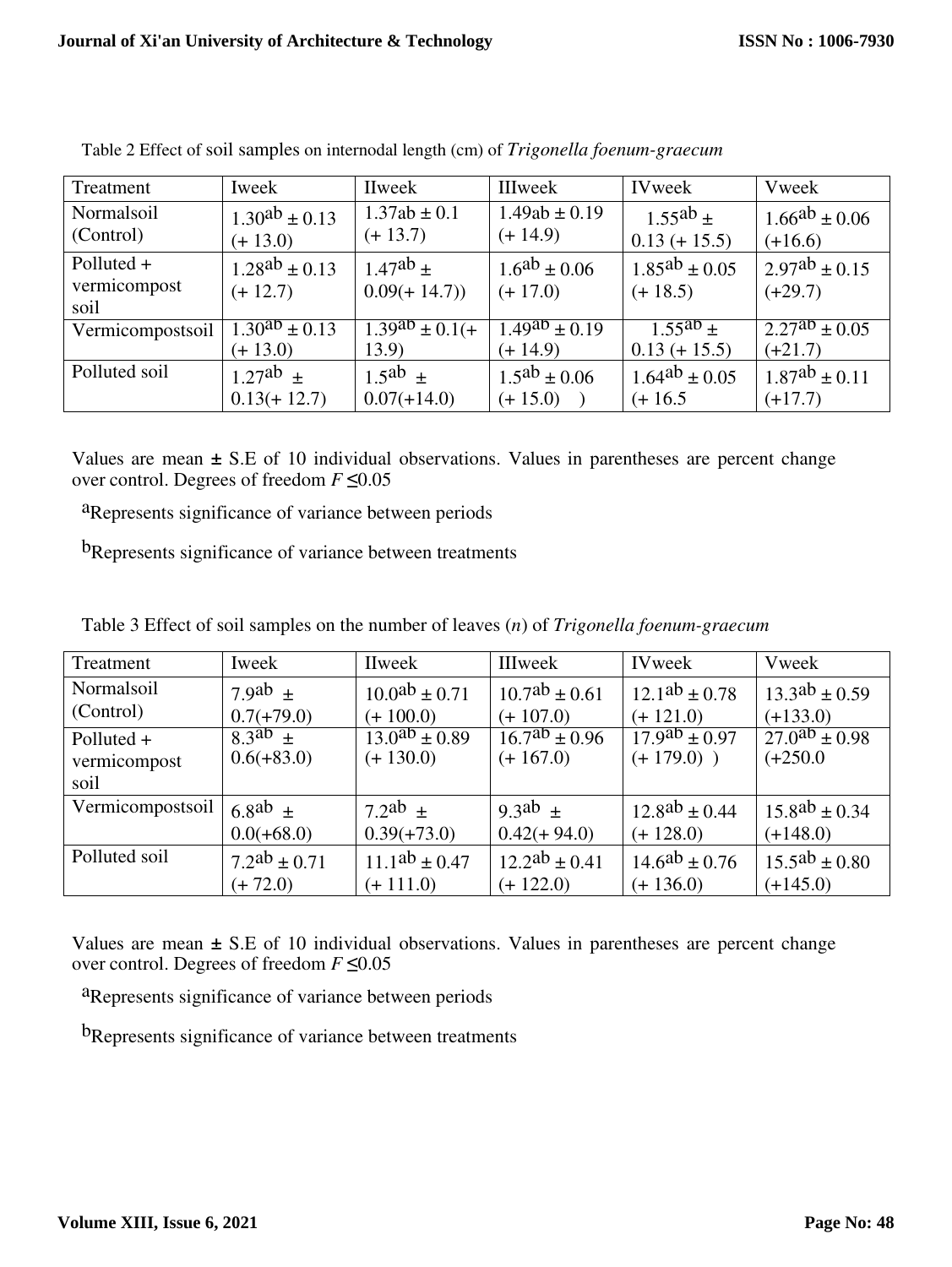Table 2 Effect of soil samples on internodal length (cm) of *Trigonella foenum-graecum*

| Treatment | Iweek | IIweek | IIIweek | IVweek | Vweek |
|---|---|---|---|---|---|
| Normalsoil (Control) | $1.30^{ab} \pm 0.13$ (+ 13.0) | 1.37ab ± 0.1 (+ 13.7) | 1.49ab ± 0.19 (+ 14.9) | $1.55^{ab} \pm$ 0.13 (+ 15.5) | $1.66^{ab} \pm 0.06$ (+16.6) |
| Polluted + vermicompost soil | $1.28^{ab} \pm 0.13$ (+ 12.7) | $1.47^{ab} \pm$ 0.09(+ 14.7)) | $1.6^{ab} \pm 0.06$ (+ 17.0) | $1.85^{ab} \pm 0.05$ (+ 18.5) | $2.97^{ab} \pm 0.15$ (+29.7) |
| Vermicompostsoil | $1.30^{ab} \pm 0.13$ (+ 13.0) | $1.39^{ab} \pm 0.1$(+ 13.9) | $1.49^{ab} \pm 0.19$ (+ 14.9) | $1.55^{ab} \pm$ 0.13 (+ 15.5) | $2.27^{ab} \pm 0.05$ (+21.7) |
| Polluted soil | $1.27^{ab} \pm$ 0.13(+ 12.7) | $1.5^{ab} \pm$ 0.07(+14.0) | $1.5^{ab} \pm 0.06$ (+ 15.0) ) | $1.64^{ab} \pm 0.05$ (+ 16.5 | $1.87^{ab} \pm 0.11$ (+17.7) |

Values are mean ± S.E of 10 individual observations. Values in parentheses are percent change over control. Degrees of freedom $F \leq 0.05$

[a]Represents significance of variance between periods

[b]Represents significance of variance between treatments

Table 3 Effect of soil samples on the number of leaves (*n*) of *Trigonella foenum-graecum*

| Treatment | Iweek | IIweek | IIIweek | IVweek | Vweek |
|---|---|---|---|---|---|
| Normalsoil (Control) | $7.9^{ab} \pm$ 0.7(+79.0) | $10.0^{ab} \pm 0.71$ (+ 100.0) | $10.7^{ab} \pm 0.61$ (+ 107.0) | $12.1^{ab} \pm 0.78$ (+ 121.0) | $13.3^{ab} \pm 0.59$ (+133.0) |
| Polluted + vermicompost soil | $8.3^{ab} \pm$ 0.6(+83.0) | $13.0^{ab} \pm 0.89$ (+ 130.0) | $16.7^{ab} \pm 0.96$ (+ 167.0) | $17.9^{ab} \pm 0.97$ (+ 179.0) ) | $27.0^{ab} \pm 0.98$ (+250.0 |
| Vermicompostsoil | $6.8^{ab} \pm$ 0.0(+68.0) | $7.2^{ab} \pm$ 0.39(+73.0) | $9.3^{ab} \pm$ 0.42(+ 94.0) | $12.8^{ab} \pm 0.44$ (+ 128.0) | $15.8^{ab} \pm 0.34$ (+148.0) |
| Polluted soil | $7.2^{ab} \pm 0.71$ (+ 72.0) | $11.1^{ab} \pm 0.47$ (+ 111.0) | $12.2^{ab} \pm 0.41$ (+ 122.0) | $14.6^{ab} \pm 0.76$ (+ 136.0) | $15.5^{ab} \pm 0.80$ (+145.0) |

Values are mean ± S.E of 10 individual observations. Values in parentheses are percent change over control. Degrees of freedom $F \leq 0.05$

[a]Represents significance of variance between periods

[b]Represents significance of variance between treatments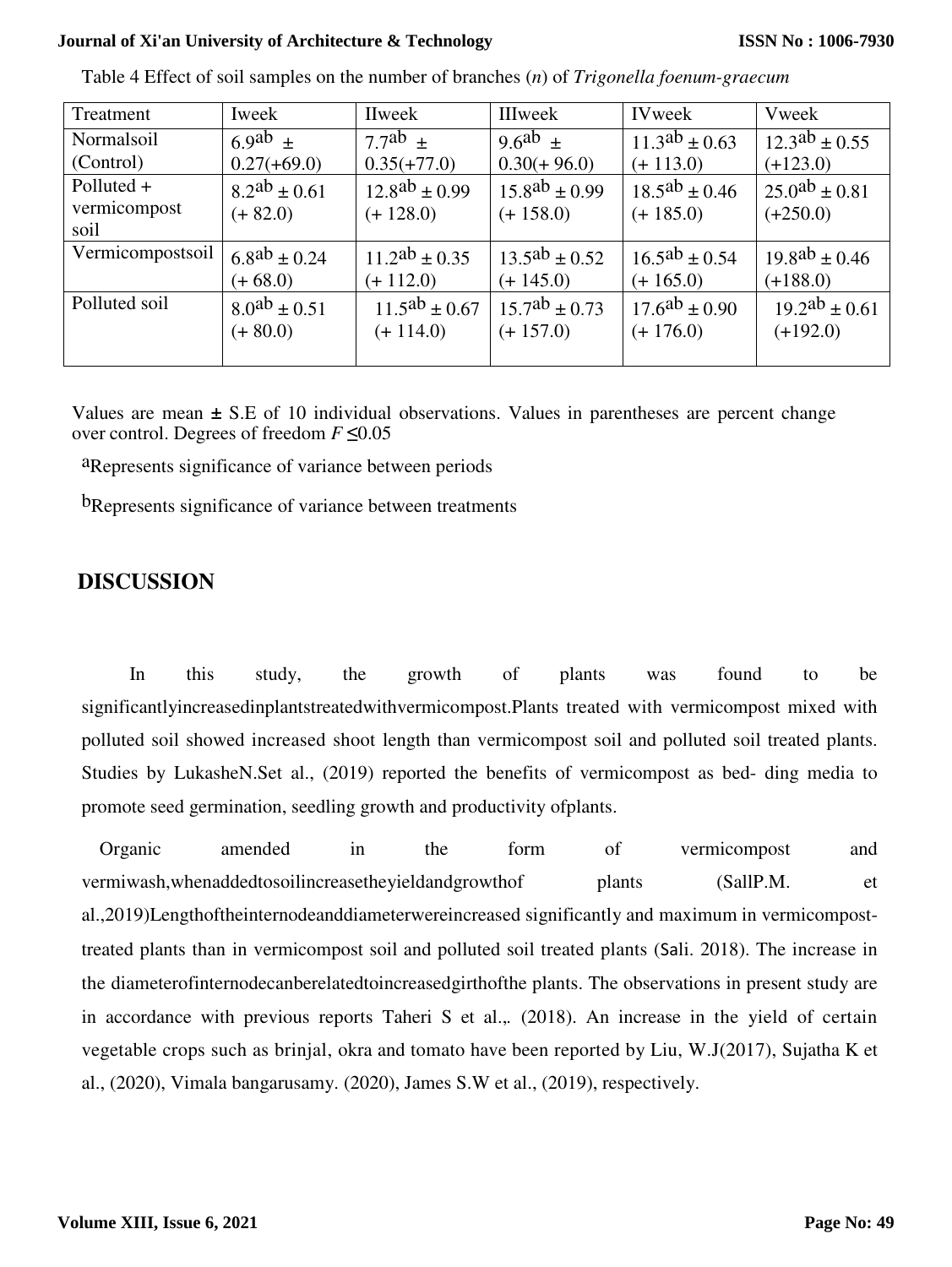Table 4 Effect of soil samples on the number of branches (*n*) of *Trigonella foenum-graecum*

| Treatment | Iweek | IIweek | IIIweek | IVweek | Vweek |
|---|---|---|---|---|---|
| Normalsoil (Control) | $6.9^{ab}$ ± 0.27(+69.0) | $7.7^{ab}$ ± 0.35(+77.0) | $9.6^{ab}$ ± 0.30(+ 96.0) | $11.3^{ab}$ ± 0.63 (+ 113.0) | $12.3^{ab}$ ± 0.55 (+123.0) |
| Polluted + vermicompost soil | $8.2^{ab}$ ± 0.61 (+ 82.0) | $12.8^{ab}$ ± 0.99 (+ 128.0) | $15.8^{ab}$ ± 0.99 (+ 158.0) | $18.5^{ab}$ ± 0.46 (+ 185.0) | $25.0^{ab}$ ± 0.81 (+250.0) |
| Vermicompostsoil | $6.8^{ab}$ ± 0.24 (+ 68.0) | $11.2^{ab}$ ± 0.35 (+ 112.0) | $13.5^{ab}$ ± 0.52 (+ 145.0) | $16.5^{ab}$ ± 0.54 (+ 165.0) | $19.8^{ab}$ ± 0.46 (+188.0) |
| Polluted soil | $8.0^{ab}$ ± 0.51 (+ 80.0) | $11.5^{ab}$ ± 0.67 (+ 114.0) | $15.7^{ab}$ ± 0.73 (+ 157.0) | $17.6^{ab}$ ± 0.90 (+ 176.0) | $19.2^{ab}$ ± 0.61 (+192.0) |

Values are mean **±** S.E of 10 individual observations. Values in parentheses are percent change over control. Degrees of freedom $F \leq 0.05$

[a]Represents significance of variance between periods

[b]Represents significance of variance between treatments

## DISCUSSION

In this study, the growth of plants was found to be significantlyincreasedinplantstreatedwithvermicompost.Plants treated with vermicompost mixed with polluted soil showed increased shoot length than vermicompost soil and polluted soil treated plants. Studies by LukasheN.Set al., (2019) reported the benefits of vermicompost as bed- ding media to promote seed germination, seedling growth and productivity ofplants.

Organic amended in the form of vermicompost and vermiwash,whenaddedtosoilincreasetheyieldandgrowthof plants (SallP.M. et al.,2019)Lengthoftheinternodeanddiameterwereincreased significantly and maximum in vermicompost-treated plants than in vermicompost soil and polluted soil treated plants (Sali. 2018). The increase in the diameterofinternodecanberelatedtoincreasedgirthofthe plants. The observations in present study are in accordance with previous reports Taheri S et al.,. (2018). An increase in the yield of certain vegetable crops such as brinjal, okra and tomato have been reported by Liu, W.J(2017), Sujatha K et al., (2020), Vimala bangarusamy. (2020), James S.W et al., (2019), respectively.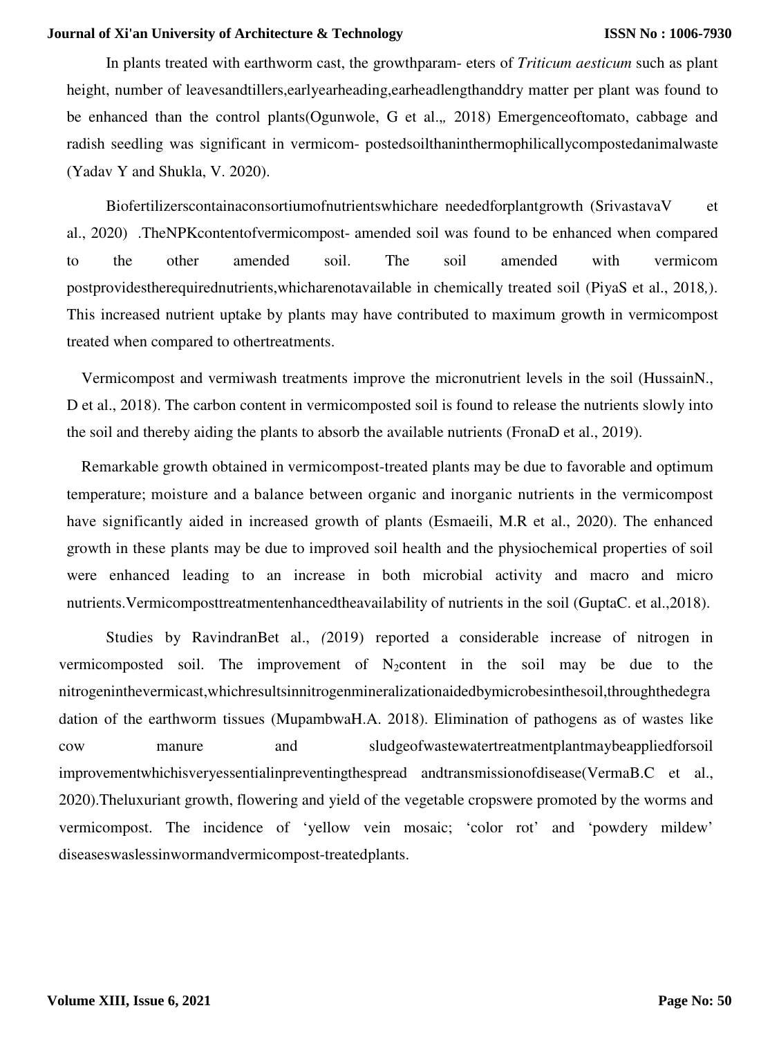In plants treated with earthworm cast, the growthparam- eters of *Triticum aesticum* such as plant height, number of leavesandtillers,earlyearheading,earheadlengthanddry matter per plant was found to be enhanced than the control plants(Ogunwole, G et al.„ 2018) Emergenceoftomato, cabbage and radish seedling was significant in vermicom- postedsoilthaninthermophilicallycompostedanimalwaste (Yadav Y and Shukla, V. 2020).

Biofertilizerscontainaconsortiumofnutrientswhichare neededforplantgrowth (SrivastavaV et al., 2020) .TheNPKcontentofvermicompost- amended soil was found to be enhanced when compared to the other amended soil. The soil amended with vermicom postprovidestherequirednutrients,whicharenotavailable in chemically treated soil (PiyaS et al., 2018,). This increased nutrient uptake by plants may have contributed to maximum growth in vermicompost treated when compared to othertreatments.

Vermicompost and vermiwash treatments improve the micronutrient levels in the soil (HussainN., D et al., 2018). The carbon content in vermicomposted soil is found to release the nutrients slowly into the soil and thereby aiding the plants to absorb the available nutrients (FronaD et al., 2019).

Remarkable growth obtained in vermicompost-treated plants may be due to favorable and optimum temperature; moisture and a balance between organic and inorganic nutrients in the vermicompost have significantly aided in increased growth of plants (Esmaeili, M.R et al., 2020). The enhanced growth in these plants may be due to improved soil health and the physiochemical properties of soil were enhanced leading to an increase in both microbial activity and macro and micro nutrients.Vermicomposttreatmentenhancedtheavailability of nutrients in the soil (GuptaC. et al.,2018).

Studies by RavindranBet al., *(*2019) reported a considerable increase of nitrogen in vermicomposted soil. The improvement of $N_2$content in the soil may be due to the nitrogeninthevermicast,whichresultsinnitrogenmineralizationaidedbymicrobesinthesoil,throughthedegradation of the earthworm tissues (MupambwaH.A. 2018). Elimination of pathogens as of wastes like cow manure and sludgeofwastewatertreatmentplantmaybeappliedforsoil improvementwhichisveryessentialinpreventingthespread andtransmissionofdisease(VermaB.C et al., 2020).Theluxuriant growth, flowering and yield of the vegetable cropswere promoted by the worms and vermicompost. The incidence of 'yellow vein mosaic; 'color rot' and 'powdery mildew' diseaseswaslessinwormandvermicompost-treatedplants.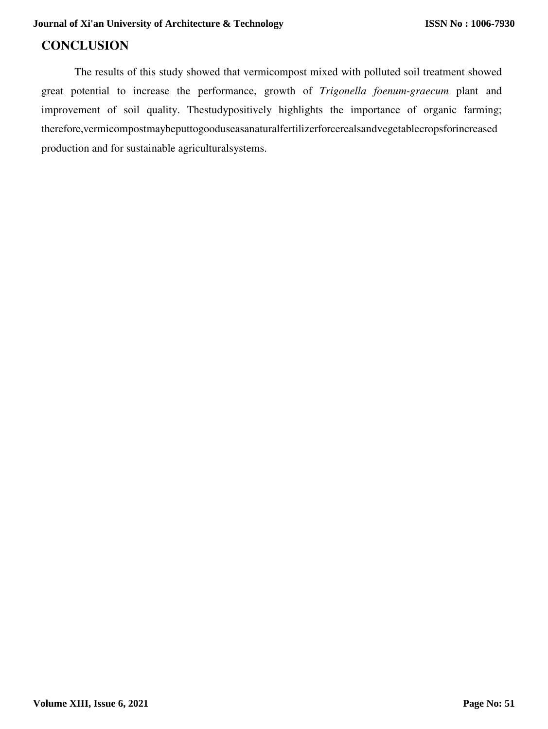## CONCLUSION

The results of this study showed that vermicompost mixed with polluted soil treatment showed great potential to increase the performance, growth of *Trigonella foenum-graecum* plant and improvement of soil quality. Thestudypositively highlights the importance of organic farming; therefore,vermicompostmaybeputtogooduseasanaturalfertilizerforcerealsandvegetablecropsforincreased production and for sustainable agriculturalsystems.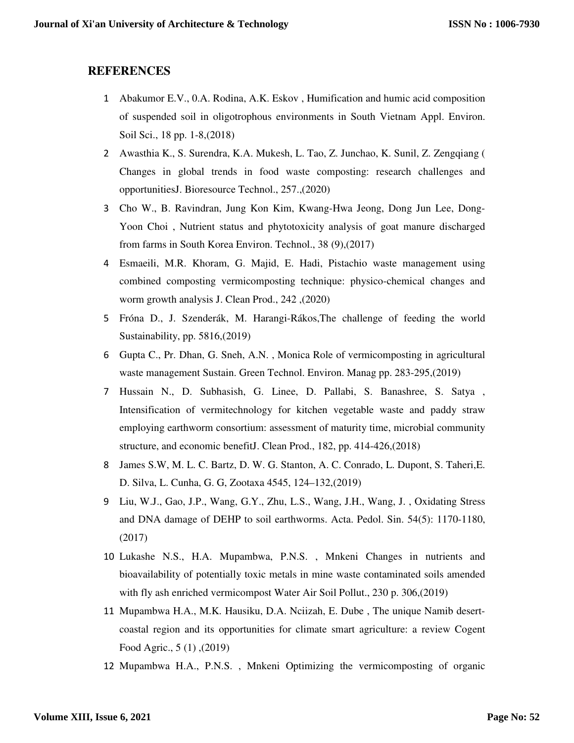## REFERENCES

1. Abakumor E.V., 0.A. Rodina, A.K. Eskov , Humification and humic acid composition of suspended soil in oligotrophous environments in South Vietnam Appl. Environ. Soil Sci., 18 pp. 1-8,(2018)
2. Awasthia K., S. Surendra, K.A. Mukesh, L. Tao, Z. Junchao, K. Sunil, Z. Zengqiang ( Changes in global trends in food waste composting: research challenges and opportunitiesJ. Bioresource Technol., 257.,(2020)
3. Cho W., B. Ravindran, Jung Kon Kim, Kwang-Hwa Jeong, Dong Jun Lee, Dong-Yoon Choi , Nutrient status and phytotoxicity analysis of goat manure discharged from farms in South Korea Environ. Technol., 38 (9),(2017)
4. Esmaeili, M.R. Khoram, G. Majid, E. Hadi, Pistachio waste management using combined composting vermicomposting technique: physico-chemical changes and worm growth analysis J. Clean Prod., 242 ,(2020)
5. Fróna D., J. Szenderák, M. Harangi-Rákos,The challenge of feeding the world Sustainability, pp. 5816,(2019)
6. Gupta C., Pr. Dhan, G. Sneh, A.N. , Monica Role of vermicomposting in agricultural waste management Sustain. Green Technol. Environ. Manag pp. 283-295,(2019)
7. Hussain N., D. Subhasish, G. Linee, D. Pallabi, S. Banashree, S. Satya , Intensification of vermitechnology for kitchen vegetable waste and paddy straw employing earthworm consortium: assessment of maturity time, microbial community structure, and economic benefitJ. Clean Prod., 182, pp. 414-426,(2018)
8. James S.W, M. L. C. Bartz, D. W. G. Stanton, A. C. Conrado, L. Dupont, S. Taheri,E. D. Silva, L. Cunha, G. G, Zootaxa 4545, 124–132,(2019)
9. Liu, W.J., Gao, J.P., Wang, G.Y., Zhu, L.S., Wang, J.H., Wang, J. , Oxidating Stress and DNA damage of DEHP to soil earthworms. Acta. Pedol. Sin. 54(5): 1170-1180, (2017)
10. Lukashe N.S., H.A. Mupambwa, P.N.S. , Mnkeni Changes in nutrients and bioavailability of potentially toxic metals in mine waste contaminated soils amended with fly ash enriched vermicompost Water Air Soil Pollut., 230 p. 306,(2019)
11. Mupambwa H.A., M.K. Hausiku, D.A. Nciizah, E. Dube , The unique Namib desert-coastal region and its opportunities for climate smart agriculture: a review Cogent Food Agric., 5 (1) ,(2019)
12. Mupambwa H.A., P.N.S. , Mnkeni Optimizing the vermicomposting of organic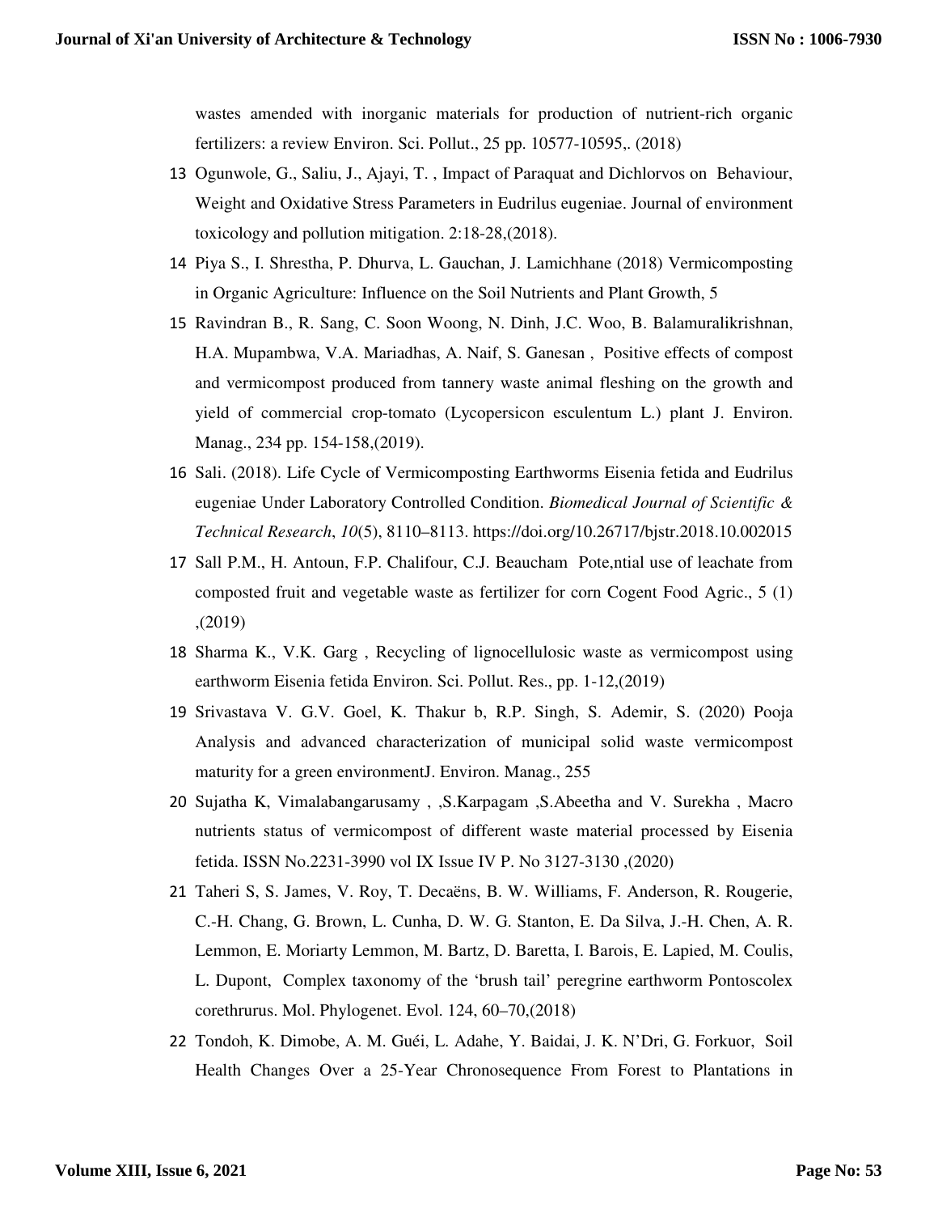wastes amended with inorganic materials for production of nutrient-rich organic fertilizers: a review Environ. Sci. Pollut., 25 pp. 10577-10595,. (2018)

13 Ogunwole, G., Saliu, J., Ajayi, T. , Impact of Paraquat and Dichlorvos on Behaviour, Weight and Oxidative Stress Parameters in Eudrilus eugeniae. Journal of environment toxicology and pollution mitigation. 2:18-28,(2018).

14 Piya S., I. Shrestha, P. Dhurva, L. Gauchan, J. Lamichhane (2018) Vermicomposting in Organic Agriculture: Influence on the Soil Nutrients and Plant Growth, 5

15 Ravindran B., R. Sang, C. Soon Woong, N. Dinh, J.C. Woo, B. Balamuralikrishnan, H.A. Mupambwa, V.A. Mariadhas, A. Naif, S. Ganesan , Positive effects of compost and vermicompost produced from tannery waste animal fleshing on the growth and yield of commercial crop-tomato (Lycopersicon esculentum L.) plant J. Environ. Manag., 234 pp. 154-158,(2019).

16 Sali. (2018). Life Cycle of Vermicomposting Earthworms Eisenia fetida and Eudrilus eugeniae Under Laboratory Controlled Condition. *Biomedical Journal of Scientific & Technical Research*, *10*(5), 8110–8113. https://doi.org/10.26717/bjstr.2018.10.002015

17 Sall P.M., H. Antoun, F.P. Chalifour, C.J. Beaucham Pote,ntial use of leachate from composted fruit and vegetable waste as fertilizer for corn Cogent Food Agric., 5 (1) ,(2019)

18 Sharma K., V.K. Garg , Recycling of lignocellulosic waste as vermicompost using earthworm Eisenia fetida Environ. Sci. Pollut. Res., pp. 1-12,(2019)

19 Srivastava V. G.V. Goel, K. Thakur b, R.P. Singh, S. Ademir, S. (2020) Pooja Analysis and advanced characterization of municipal solid waste vermicompost maturity for a green environmentJ. Environ. Manag., 255

20 Sujatha K, Vimalabangarusamy , ,S.Karpagam ,S.Abeetha and V. Surekha , Macro nutrients status of vermicompost of different waste material processed by Eisenia fetida. ISSN No.2231-3990 vol IX Issue IV P. No 3127-3130 ,(2020)

21 Taheri S, S. James, V. Roy, T. Decaëns, B. W. Williams, F. Anderson, R. Rougerie, C.-H. Chang, G. Brown, L. Cunha, D. W. G. Stanton, E. Da Silva, J.-H. Chen, A. R. Lemmon, E. Moriarty Lemmon, M. Bartz, D. Baretta, I. Barois, E. Lapied, M. Coulis, L. Dupont, Complex taxonomy of the 'brush tail' peregrine earthworm Pontoscolex corethrurus. Mol. Phylogenet. Evol. 124, 60–70,(2018)

22 Tondoh, K. Dimobe, A. M. Guéi, L. Adahe, Y. Baidai, J. K. N'Dri, G. Forkuor, Soil Health Changes Over a 25-Year Chronosequence From Forest to Plantations in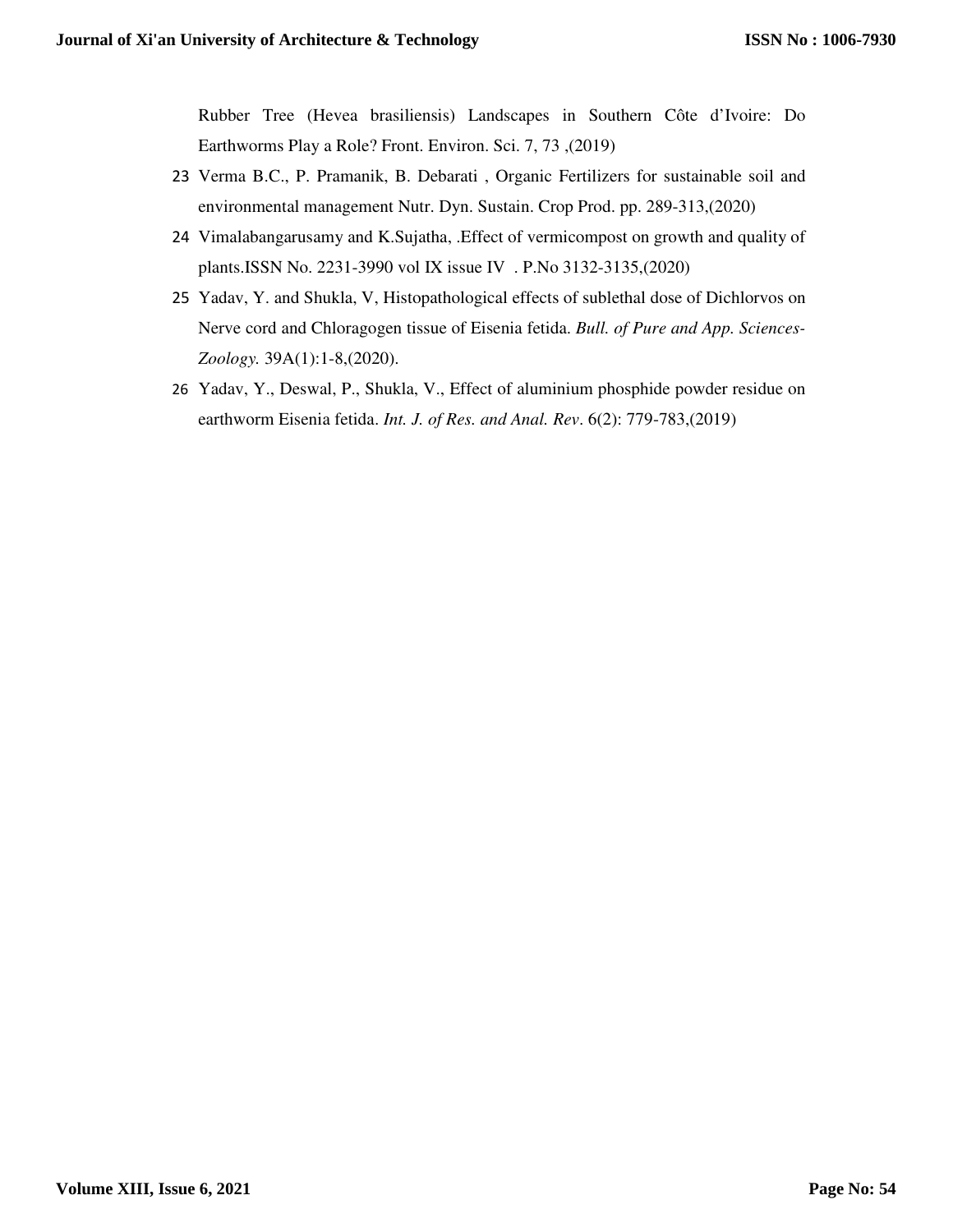Rubber Tree (Hevea brasiliensis) Landscapes in Southern Côte d'Ivoire: Do Earthworms Play a Role? Front. Environ. Sci. 7, 73 ,(2019)

23 Verma B.C., P. Pramanik, B. Debarati , Organic Fertilizers for sustainable soil and environmental management Nutr. Dyn. Sustain. Crop Prod. pp. 289-313,(2020)

24 Vimalabangarusamy and K.Sujatha, .Effect of vermicompost on growth and quality of plants.ISSN No. 2231-3990 vol IX issue IV . P.No 3132-3135,(2020)

25 Yadav, Y. and Shukla, V, Histopathological effects of sublethal dose of Dichlorvos on Nerve cord and Chloragogen tissue of Eisenia fetida. *Bull. of Pure and App. Sciences-Zoology.* 39A(1):1-8,(2020).

26 Yadav, Y., Deswal, P., Shukla, V., Effect of aluminium phosphide powder residue on earthworm Eisenia fetida. *Int. J. of Res. and Anal. Rev*. 6(2): 779-783,(2019)